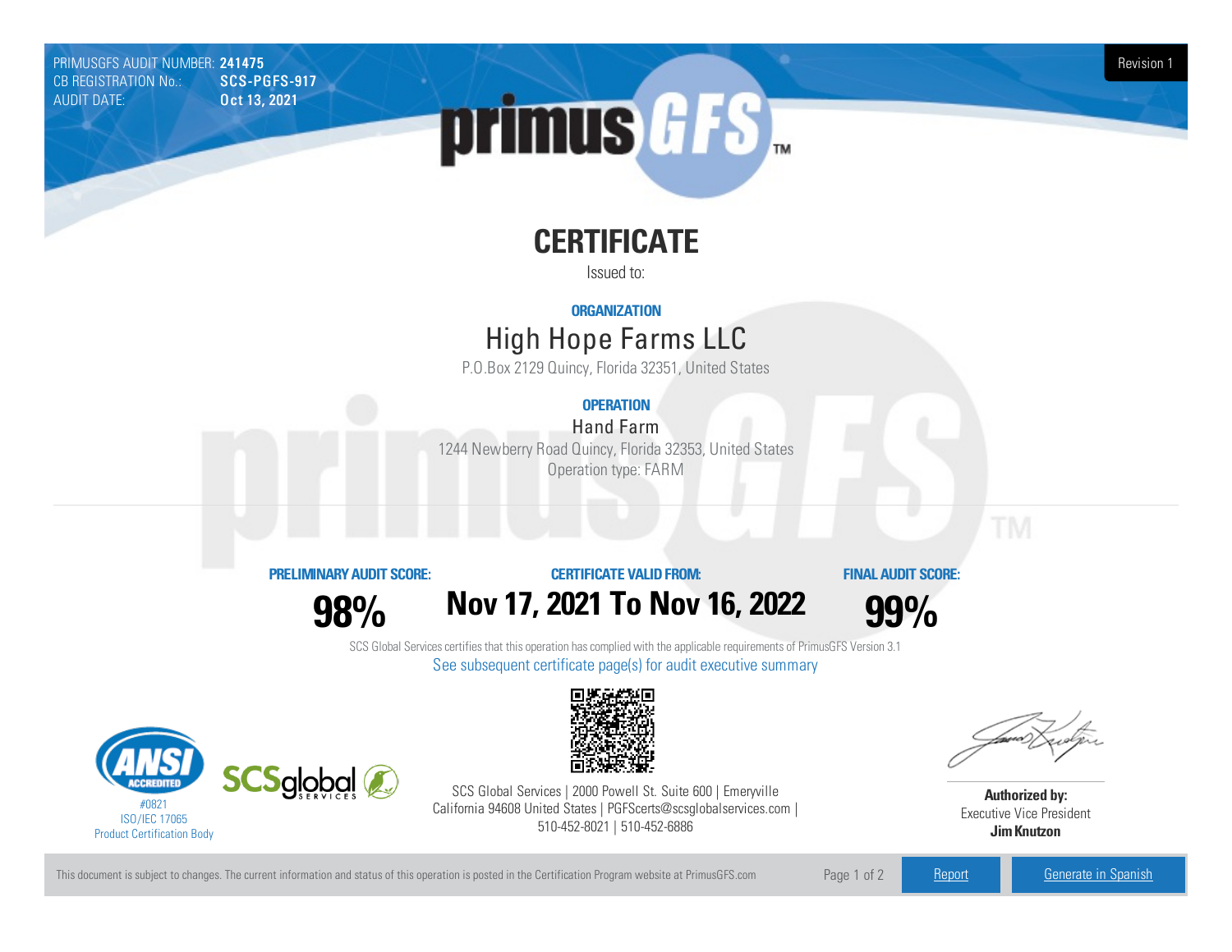PRIMUSGFS AUDIT NUMBER: **241475**
CB REGISTRATION No.: **SCS-PGFS-917**
AUDIT DATE: **Oct 13, 2021**

Revision 1

# CERTIFICATE

Issued to:

**ORGANIZATION**

## High Hope Farms LLC

P.O.Box 2129 Quincy, Florida 32351, United States

**OPERATION**

### Hand Farm

1244 Newberry Road Quincy, Florida 32353, United States
Operation type: FARM

| PRELIMINARY AUDIT SCORE: | CERTIFICATE VALID FROM: | FINAL AUDIT SCORE: |
| --- | --- | --- |
| **98%** | **Nov 17, 2021 To Nov 16, 2022** | **99%** |

SCS Global Services certifies that this operation has complied with the applicable requirements of PrimusGFS Version 3.1

See subsequent certificate page(s) for audit executive summary

#0821
ISO/IEC 17065
Product Certification Body

SCS Global Services | 2000 Powell St. Suite 600 | Emeryville California 94608 United States | PGFScerts@scsglobalservices.com | 510-452-8021 | 510-452-6886

**Authorized by:**
Executive Vice President
**Jim Knutzon**

This document is subject to changes. The current information and status of this operation is posted in the Certification Program website at PrimusGFS.com

Report | Generate in Spanish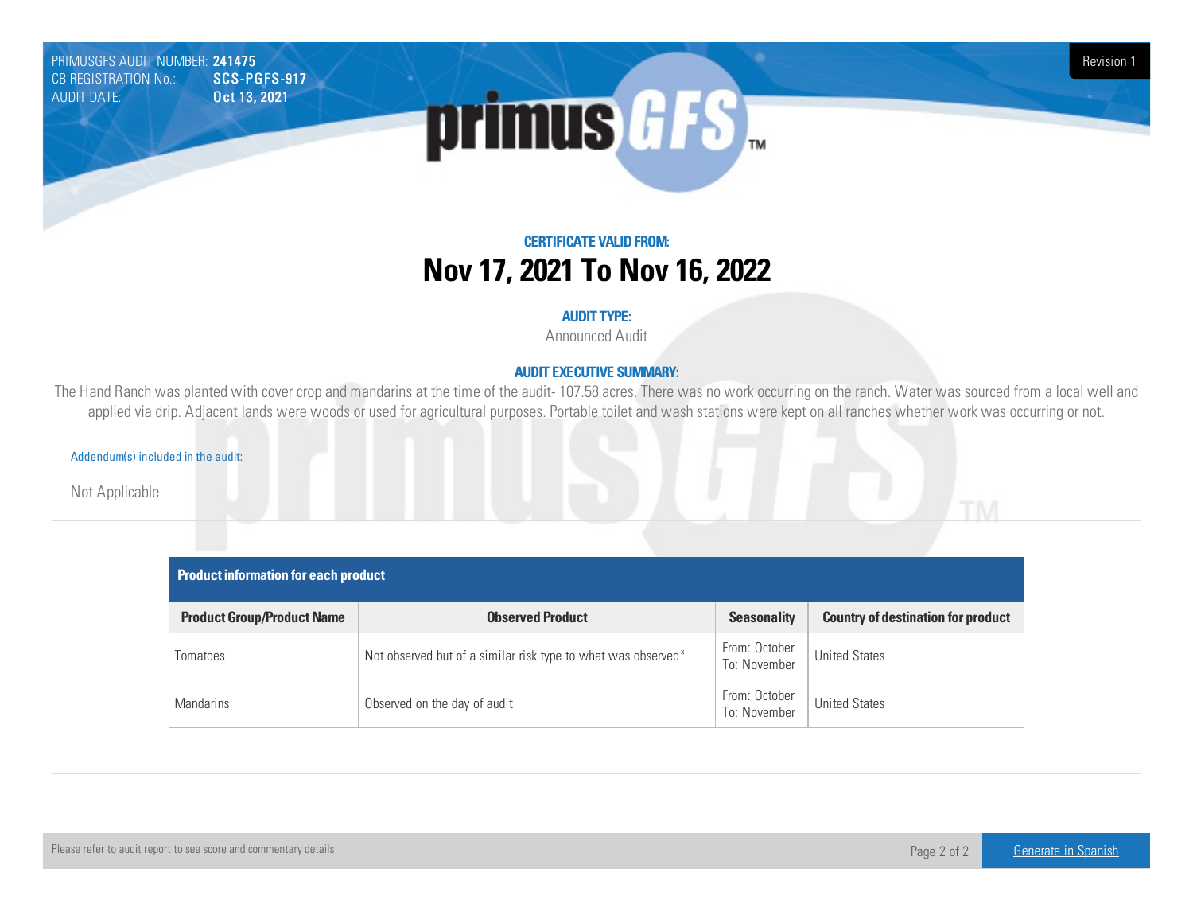PRIMUSGFS AUDIT NUMBER: **241475**
CB REGISTRATION No.: **SCS-PGFS-917**
AUDIT DATE: **Oct 13, 2021**

Revision 1

**CERTIFICATE VALID FROM:**

# Nov 17, 2021 To Nov 16, 2022

**AUDIT TYPE:**

Announced Audit

**AUDIT EXECUTIVE SUMMARY:**

The Hand Ranch was planted with cover crop and mandarins at the time of the audit- 107.58 acres. There was no work occurring on the ranch. Water was sourced from a local well and applied via drip. Adjacent lands were woods or used for agricultural purposes. Portable toilet and wash stations were kept on all ranches whether work was occurring or not.

Addendum(s) included in the audit:

Not Applicable

**Product information for each product**

| Product Group/Product Name | Observed Product | Seasonality | Country of destination for product |
|---|---|---|---|
| Tomatoes | Not observed but of a similar risk type to what was observed* | From: October To: November | United States |
| Mandarins | Observed on the day of audit | From: October To: November | United States |

Please refer to audit report to see score and commentary details

Generate in Spanish